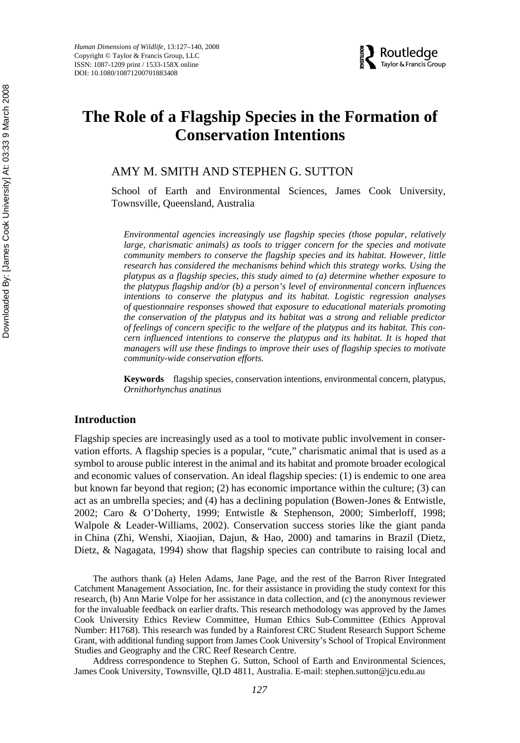# The Role of a Flagship Species in the Formation of Conservation Intentions

AMY M. SMITH AND STEPHEN G. SUTTON

School of Earth and Environmental Sciences, James Cook University, Townsville, Queensland, Australia

*Environmental agencies increasingly use flagship species (those popular, relatively large, charismatic animals) as tools to trigger concern for the species and motivate community members to conserve the flagship species and its habitat. However, little research has considered the mechanisms behind which this strategy works. Using the platypus as a flagship species, this study aimed to (a) determine whether exposure to the platypus flagship and/or (b) a person's level of environmental concern influences intentions to conserve the platypus and its habitat. Logistic regression analyses of questionnaire responses showed that exposure to educational materials promoting the conservation of the platypus and its habitat was a strong and reliable predictor of feelings of concern specific to the welfare of the platypus and its habitat. This concern influenced intentions to conserve the platypus and its habitat. It is hoped that managers will use these findings to improve their uses of flagship species to motivate community-wide conservation efforts.*

**Keywords** flagship species, conservation intentions, environmental concern, platypus, *Ornithorhynchus anatinus*

## Introduction

Flagship species are increasingly used as a tool to motivate public involvement in conservation efforts. A flagship species is a popular, "cute," charismatic animal that is used as a symbol to arouse public interest in the animal and its habitat and promote broader ecological and economic values of conservation. An ideal flagship species: (1) is endemic to one area but known far beyond that region; (2) has economic importance within the culture; (3) can act as an umbrella species; and (4) has a declining population (Bowen-Jones & Entwistle, 2002; Caro & O'Doherty, 1999; Entwistle & Stephenson, 2000; Simberloff, 1998; Walpole & Leader-Williams, 2002). Conservation success stories like the giant panda in China (Zhi, Wenshi, Xiaojian, Dajun, & Hao, 2000) and tamarins in Brazil (Dietz, Dietz, & Nagagata, 1994) show that flagship species can contribute to raising local and

The authors thank (a) Helen Adams, Jane Page, and the rest of the Barron River Integrated Catchment Management Association, Inc. for their assistance in providing the study context for this research, (b) Ann Marie Volpe for her assistance in data collection, and (c) the anonymous reviewer for the invaluable feedback on earlier drafts. This research methodology was approved by the James Cook University Ethics Review Committee, Human Ethics Sub-Committee (Ethics Approval Number: H1768). This research was funded by a Rainforest CRC Student Research Support Scheme Grant, with additional funding support from James Cook University's School of Tropical Environment Studies and Geography and the CRC Reef Research Centre.

Address correspondence to Stephen G. Sutton, School of Earth and Environmental Sciences, James Cook University, Townsville, QLD 4811, Australia. E-mail: stephen.sutton@jcu.edu.au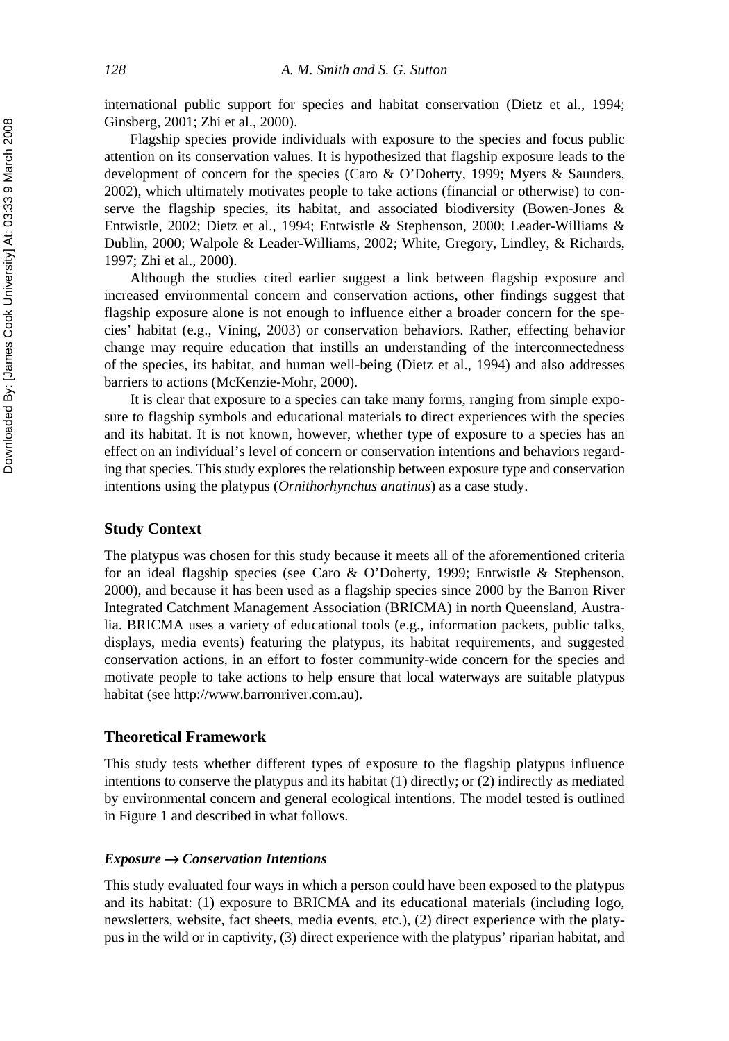international public support for species and habitat conservation (Dietz et al., 1994; Ginsberg, 2001; Zhi et al., 2000).

Flagship species provide individuals with exposure to the species and focus public attention on its conservation values. It is hypothesized that flagship exposure leads to the development of concern for the species (Caro & O'Doherty, 1999; Myers & Saunders, 2002), which ultimately motivates people to take actions (financial or otherwise) to conserve the flagship species, its habitat, and associated biodiversity (Bowen-Jones & Entwistle, 2002; Dietz et al., 1994; Entwistle & Stephenson, 2000; Leader-Williams & Dublin, 2000; Walpole & Leader-Williams, 2002; White, Gregory, Lindley, & Richards, 1997; Zhi et al., 2000).

Although the studies cited earlier suggest a link between flagship exposure and increased environmental concern and conservation actions, other findings suggest that flagship exposure alone is not enough to influence either a broader concern for the species' habitat (e.g., Vining, 2003) or conservation behaviors. Rather, effecting behavior change may require education that instills an understanding of the interconnectedness of the species, its habitat, and human well-being (Dietz et al., 1994) and also addresses barriers to actions (McKenzie-Mohr, 2000).

It is clear that exposure to a species can take many forms, ranging from simple exposure to flagship symbols and educational materials to direct experiences with the species and its habitat. It is not known, however, whether type of exposure to a species has an effect on an individual's level of concern or conservation intentions and behaviors regarding that species. This study explores the relationship between exposure type and conservation intentions using the platypus (*Ornithorhynchus anatinus*) as a case study.

## Study Context

The platypus was chosen for this study because it meets all of the aforementioned criteria for an ideal flagship species (see Caro & O'Doherty, 1999; Entwistle & Stephenson, 2000), and because it has been used as a flagship species since 2000 by the Barron River Integrated Catchment Management Association (BRICMA) in north Queensland, Australia. BRICMA uses a variety of educational tools (e.g., information packets, public talks, displays, media events) featuring the platypus, its habitat requirements, and suggested conservation actions, in an effort to foster community-wide concern for the species and motivate people to take actions to help ensure that local waterways are suitable platypus habitat (see http://www.barronriver.com.au).

## Theoretical Framework

This study tests whether different types of exposure to the flagship platypus influence intentions to conserve the platypus and its habitat (1) directly; or (2) indirectly as mediated by environmental concern and general ecological intentions. The model tested is outlined in Figure 1 and described in what follows.

### *Exposure → Conservation Intentions*

This study evaluated four ways in which a person could have been exposed to the platypus and its habitat: (1) exposure to BRICMA and its educational materials (including logo, newsletters, website, fact sheets, media events, etc.), (2) direct experience with the platypus in the wild or in captivity, (3) direct experience with the platypus' riparian habitat, and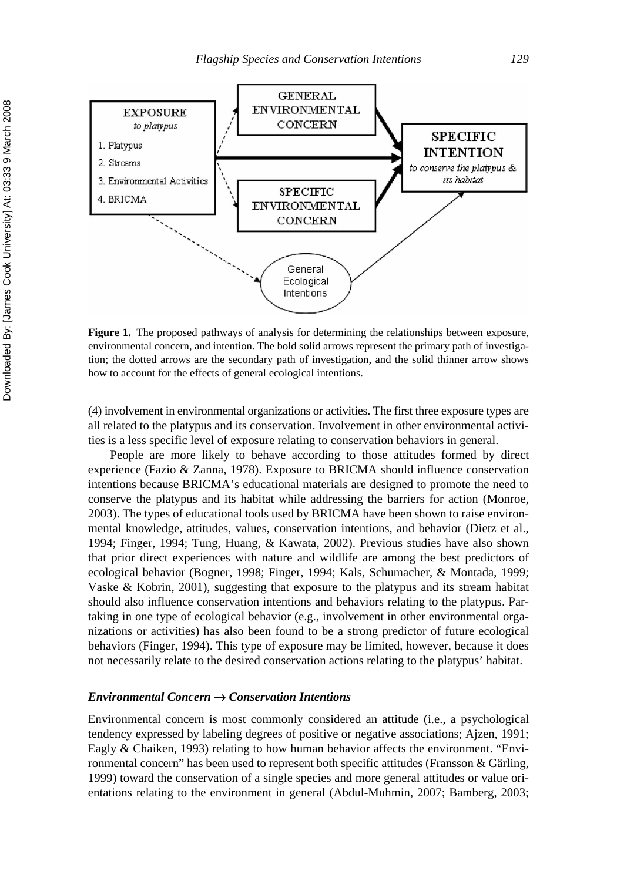**Figure 1.** The proposed pathways of analysis for determining the relationships between exposure, environmental concern, and intention. The bold solid arrows represent the primary path of investigation; the dotted arrows are the secondary path of investigation, and the solid thinner arrow shows how to account for the effects of general ecological intentions.

(4) involvement in environmental organizations or activities. The first three exposure types are all related to the platypus and its conservation. Involvement in other environmental activities is a less specific level of exposure relating to conservation behaviors in general.

People are more likely to behave according to those attitudes formed by direct experience (Fazio & Zanna, 1978). Exposure to BRICMA should influence conservation intentions because BRICMA's educational materials are designed to promote the need to conserve the platypus and its habitat while addressing the barriers for action (Monroe, 2003). The types of educational tools used by BRICMA have been shown to raise environmental knowledge, attitudes, values, conservation intentions, and behavior (Dietz et al., 1994; Finger, 1994; Tung, Huang, & Kawata, 2002). Previous studies have also shown that prior direct experiences with nature and wildlife are among the best predictors of ecological behavior (Bogner, 1998; Finger, 1994; Kals, Schumacher, & Montada, 1999; Vaske & Kobrin, 2001), suggesting that exposure to the platypus and its stream habitat should also influence conservation intentions and behaviors relating to the platypus. Partaking in one type of ecological behavior (e.g., involvement in other environmental organizations or activities) has also been found to be a strong predictor of future ecological behaviors (Finger, 1994). This type of exposure may be limited, however, because it does not necessarily relate to the desired conservation actions relating to the platypus' habitat.

### *Environmental Concern → Conservation Intentions*

Environmental concern is most commonly considered an attitude (i.e., a psychological tendency expressed by labeling degrees of positive or negative associations; Ajzen, 1991; Eagly & Chaiken, 1993) relating to how human behavior affects the environment. "Environmental concern" has been used to represent both specific attitudes (Fransson & Gärling, 1999) toward the conservation of a single species and more general attitudes or value orientations relating to the environment in general (Abdul-Muhmin, 2007; Bamberg, 2003;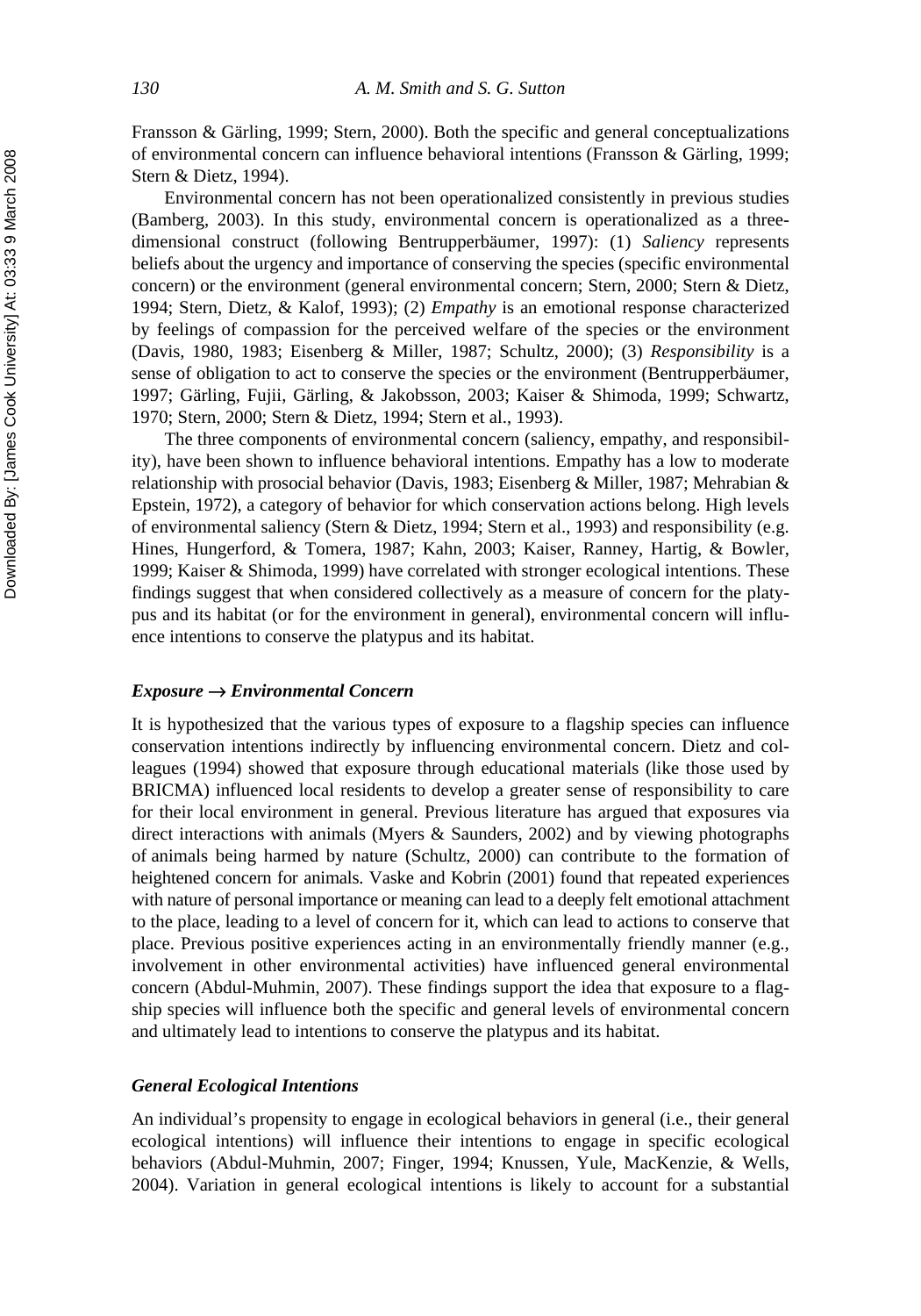Fransson & Gärling, 1999; Stern, 2000). Both the specific and general conceptualizations of environmental concern can influence behavioral intentions (Fransson & Gärling, 1999; Stern & Dietz, 1994).

Environmental concern has not been operationalized consistently in previous studies (Bamberg, 2003). In this study, environmental concern is operationalized as a three-dimensional construct (following Bentrupperbäumer, 1997): (1) *Saliency* represents beliefs about the urgency and importance of conserving the species (specific environmental concern) or the environment (general environmental concern; Stern, 2000; Stern & Dietz, 1994; Stern, Dietz, & Kalof, 1993); (2) *Empathy* is an emotional response characterized by feelings of compassion for the perceived welfare of the species or the environment (Davis, 1980, 1983; Eisenberg & Miller, 1987; Schultz, 2000); (3) *Responsibility* is a sense of obligation to act to conserve the species or the environment (Bentrupperbäumer, 1997; Gärling, Fujii, Gärling, & Jakobsson, 2003; Kaiser & Shimoda, 1999; Schwartz, 1970; Stern, 2000; Stern & Dietz, 1994; Stern et al., 1993).

The three components of environmental concern (saliency, empathy, and responsibility), have been shown to influence behavioral intentions. Empathy has a low to moderate relationship with prosocial behavior (Davis, 1983; Eisenberg & Miller, 1987; Mehrabian & Epstein, 1972), a category of behavior for which conservation actions belong. High levels of environmental saliency (Stern & Dietz, 1994; Stern et al., 1993) and responsibility (e.g. Hines, Hungerford, & Tomera, 1987; Kahn, 2003; Kaiser, Ranney, Hartig, & Bowler, 1999; Kaiser & Shimoda, 1999) have correlated with stronger ecological intentions. These findings suggest that when considered collectively as a measure of concern for the platypus and its habitat (or for the environment in general), environmental concern will influence intentions to conserve the platypus and its habitat.

### *Exposure → Environmental Concern*

It is hypothesized that the various types of exposure to a flagship species can influence conservation intentions indirectly by influencing environmental concern. Dietz and colleagues (1994) showed that exposure through educational materials (like those used by BRICMA) influenced local residents to develop a greater sense of responsibility to care for their local environment in general. Previous literature has argued that exposures via direct interactions with animals (Myers & Saunders, 2002) and by viewing photographs of animals being harmed by nature (Schultz, 2000) can contribute to the formation of heightened concern for animals. Vaske and Kobrin (2001) found that repeated experiences with nature of personal importance or meaning can lead to a deeply felt emotional attachment to the place, leading to a level of concern for it, which can lead to actions to conserve that place. Previous positive experiences acting in an environmentally friendly manner (e.g., involvement in other environmental activities) have influenced general environmental concern (Abdul-Muhmin, 2007). These findings support the idea that exposure to a flagship species will influence both the specific and general levels of environmental concern and ultimately lead to intentions to conserve the platypus and its habitat.

### *General Ecological Intentions*

An individual's propensity to engage in ecological behaviors in general (i.e., their general ecological intentions) will influence their intentions to engage in specific ecological behaviors (Abdul-Muhmin, 2007; Finger, 1994; Knussen, Yule, MacKenzie, & Wells, 2004). Variation in general ecological intentions is likely to account for a substantial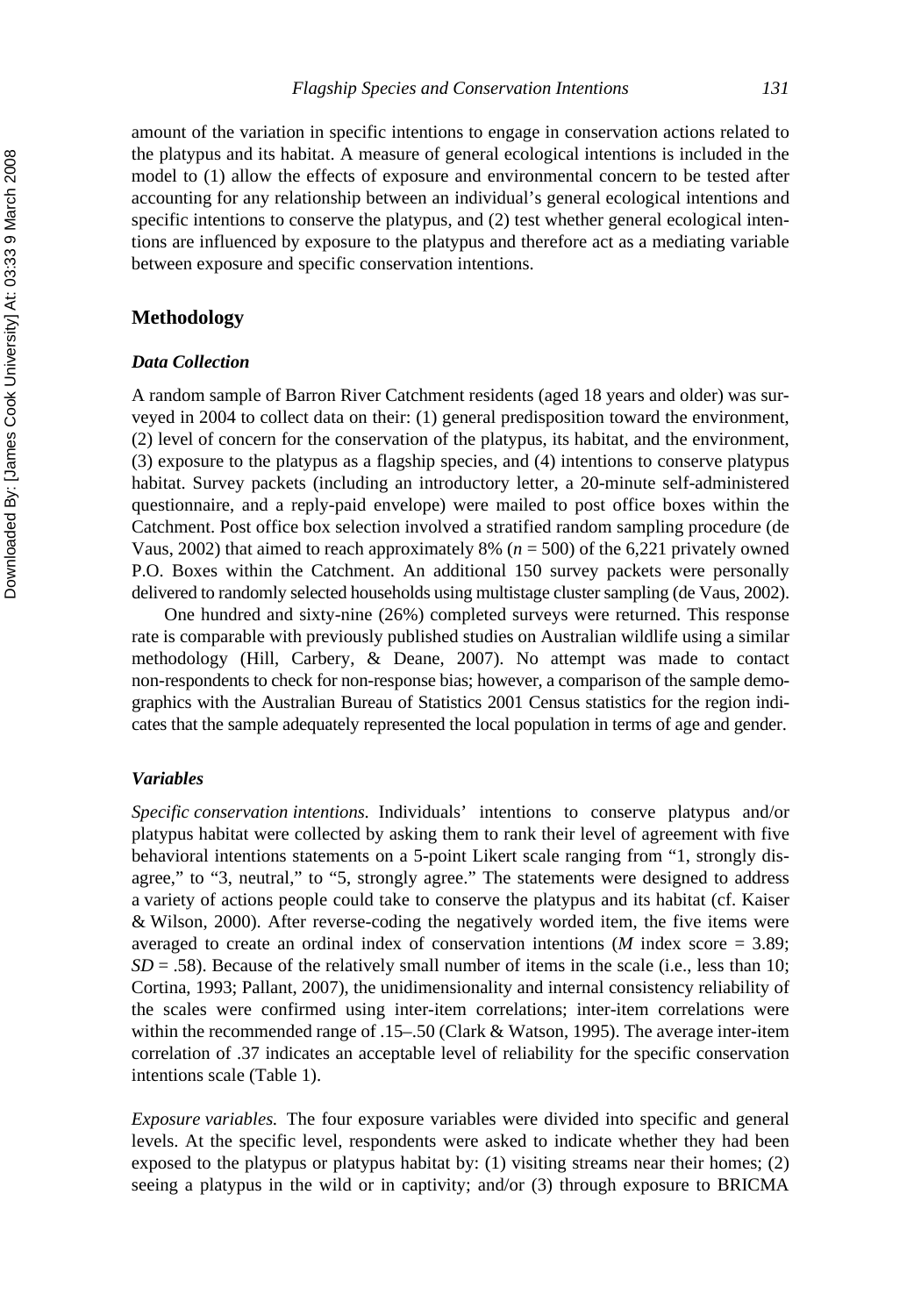amount of the variation in specific intentions to engage in conservation actions related to the platypus and its habitat. A measure of general ecological intentions is included in the model to (1) allow the effects of exposure and environmental concern to be tested after accounting for any relationship between an individual's general ecological intentions and specific intentions to conserve the platypus, and (2) test whether general ecological intentions are influenced by exposure to the platypus and therefore act as a mediating variable between exposure and specific conservation intentions.

## Methodology

### Data Collection

A random sample of Barron River Catchment residents (aged 18 years and older) was surveyed in 2004 to collect data on their: (1) general predisposition toward the environment, (2) level of concern for the conservation of the platypus, its habitat, and the environment, (3) exposure to the platypus as a flagship species, and (4) intentions to conserve platypus habitat. Survey packets (including an introductory letter, a 20-minute self-administered questionnaire, and a reply-paid envelope) were mailed to post office boxes within the Catchment. Post office box selection involved a stratified random sampling procedure (de Vaus, 2002) that aimed to reach approximately 8% ($n = 500$) of the 6,221 privately owned P.O. Boxes within the Catchment. An additional 150 survey packets were personally delivered to randomly selected households using multistage cluster sampling (de Vaus, 2002).

One hundred and sixty-nine (26%) completed surveys were returned. This response rate is comparable with previously published studies on Australian wildlife using a similar methodology (Hill, Carbery, & Deane, 2007). No attempt was made to contact non-respondents to check for non-response bias; however, a comparison of the sample demographics with the Australian Bureau of Statistics 2001 Census statistics for the region indicates that the sample adequately represented the local population in terms of age and gender.

### Variables

*Specific conservation intentions.* Individuals' intentions to conserve platypus and/or platypus habitat were collected by asking them to rank their level of agreement with five behavioral intentions statements on a 5-point Likert scale ranging from "1, strongly disagree," to "3, neutral," to "5, strongly agree." The statements were designed to address a variety of actions people could take to conserve the platypus and its habitat (cf. Kaiser & Wilson, 2000). After reverse-coding the negatively worded item, the five items were averaged to create an ordinal index of conservation intentions ($M$ index score = 3.89; $SD$ = .58). Because of the relatively small number of items in the scale (i.e., less than 10; Cortina, 1993; Pallant, 2007), the unidimensionality and internal consistency reliability of the scales were confirmed using inter-item correlations; inter-item correlations were within the recommended range of .15–.50 (Clark & Watson, 1995). The average inter-item correlation of .37 indicates an acceptable level of reliability for the specific conservation intentions scale (Table 1).

*Exposure variables.* The four exposure variables were divided into specific and general levels. At the specific level, respondents were asked to indicate whether they had been exposed to the platypus or platypus habitat by: (1) visiting streams near their homes; (2) seeing a platypus in the wild or in captivity; and/or (3) through exposure to BRICMA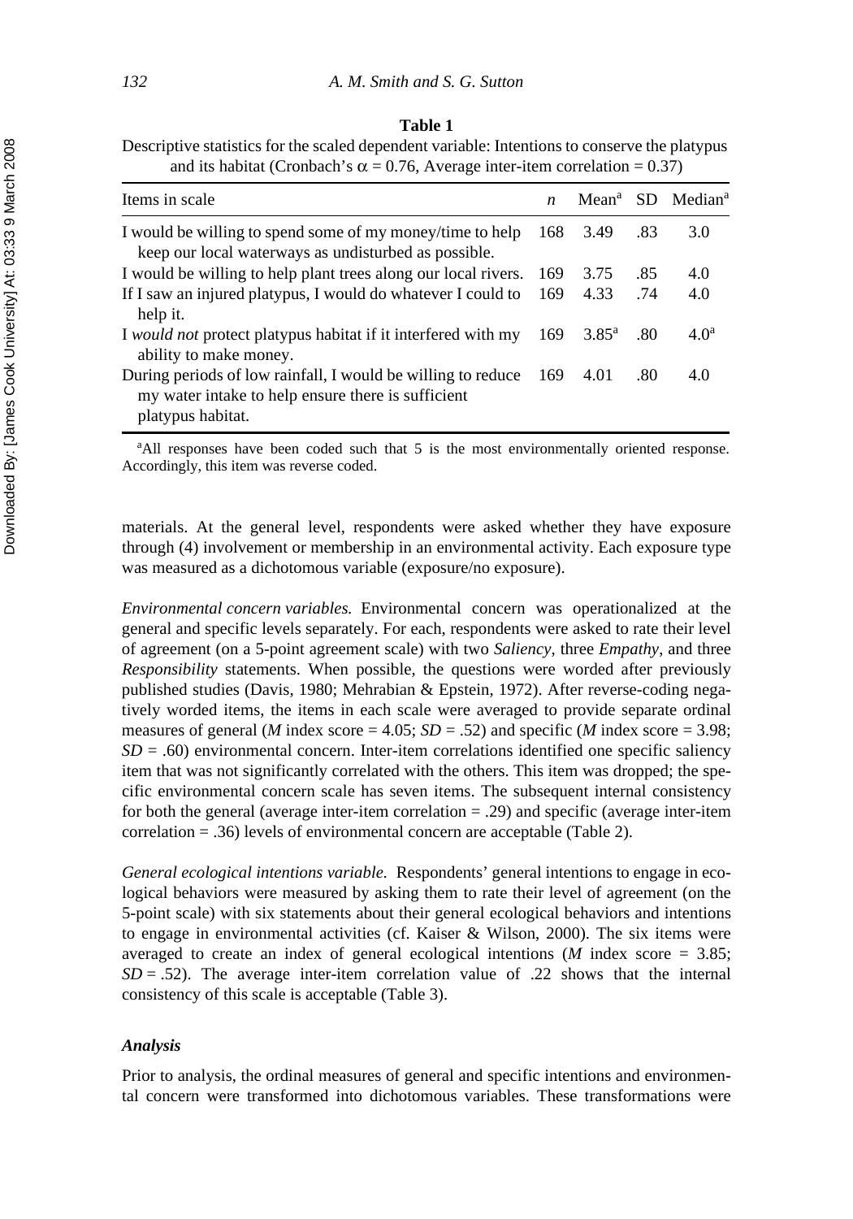**Table 1**

Descriptive statistics for the scaled dependent variable: Intentions to conserve the platypus and its habitat (Cronbach's $\alpha = 0.76$, Average inter-item correlation = 0.37)

| Items in scale | *n* | Mean[a] | SD | Median[a] |
|---|---|---|---|---|
| I would be willing to spend some of my money/time to help keep our local waterways as undisturbed as possible. | 168 | 3.49 | .83 | 3.0 |
| I would be willing to help plant trees along our local rivers. | 169 | 3.75 | .85 | 4.0 |
| If I saw an injured platypus, I would do whatever I could to help it. | 169 | 4.33 | .74 | 4.0 |
| I *would not* protect platypus habitat if it interfered with my ability to make money. | 169 | 3.85[a] | .80 | 4.0[a] |
| During periods of low rainfall, I would be willing to reduce my water intake to help ensure there is sufficient platypus habitat. | 169 | 4.01 | .80 | 4.0 |

[a]All responses have been coded such that 5 is the most environmentally oriented response. Accordingly, this item was reverse coded.

materials. At the general level, respondents were asked whether they have exposure through (4) involvement or membership in an environmental activity. Each exposure type was measured as a dichotomous variable (exposure/no exposure).

*Environmental concern variables.* Environmental concern was operationalized at the general and specific levels separately. For each, respondents were asked to rate their level of agreement (on a 5-point agreement scale) with two *Saliency*, three *Empathy*, and three *Responsibility* statements. When possible, the questions were worded after previously published studies (Davis, 1980; Mehrabian & Epstein, 1972). After reverse-coding negatively worded items, the items in each scale were averaged to provide separate ordinal measures of general (*M* index score = 4.05; *SD* = .52) and specific (*M* index score = 3.98; *SD* = .60) environmental concern. Inter-item correlations identified one specific saliency item that was not significantly correlated with the others. This item was dropped; the specific environmental concern scale has seven items. The subsequent internal consistency for both the general (average inter-item correlation = .29) and specific (average inter-item correlation = .36) levels of environmental concern are acceptable (Table 2).

*General ecological intentions variable.* Respondents' general intentions to engage in ecological behaviors were measured by asking them to rate their level of agreement (on the 5-point scale) with six statements about their general ecological behaviors and intentions to engage in environmental activities (cf. Kaiser & Wilson, 2000). The six items were averaged to create an index of general ecological intentions (*M* index score = 3.85; *SD* = .52). The average inter-item correlation value of .22 shows that the internal consistency of this scale is acceptable (Table 3).

### *Analysis*

Prior to analysis, the ordinal measures of general and specific intentions and environmental concern were transformed into dichotomous variables. These transformations were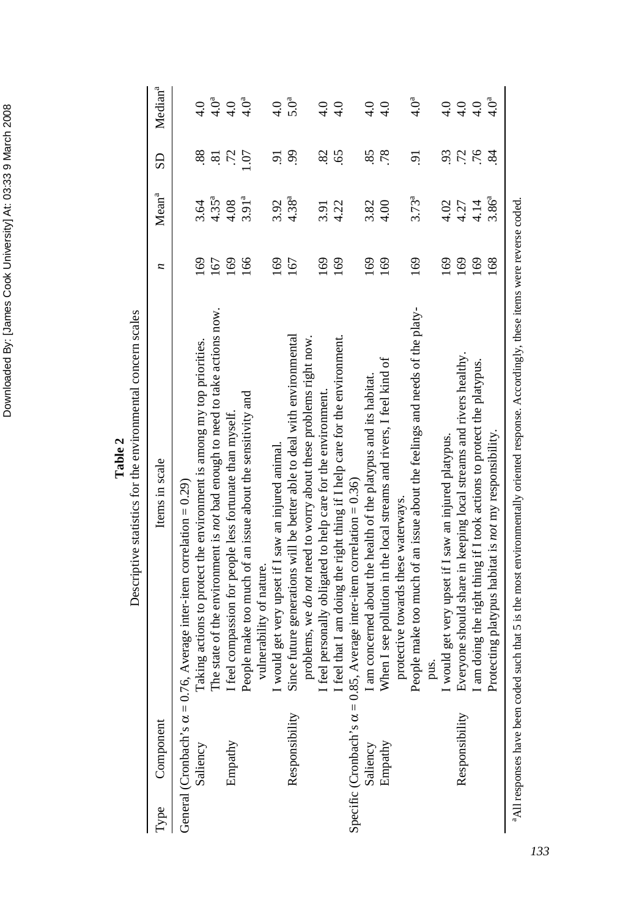**Table 2**

Descriptive statistics for the environmental concern scales

| Type | Component | Items in scale | *n* | Mean[a] | SD | Median[a] |
|---|---|---|---|---|---|---|
| General (Cronbach's α = 0.76, Average inter-item correlation = 0.29) | | | | | | |
| | Saliency | Taking actions to protect the environment is among my top priorities. | 169 | 3.64 | .88 | 4.0 |
| | | The state of the environment is *not* bad enough to need to take actions now. | 167 | 4.35[a] | .81 | 4.0[a] |
| | Empathy | I feel compassion for people less fortunate than myself. | 169 | 4.08 | .72 | 4.0 |
| | | People make too much of an issue about the sensitivity and vulnerability of nature. | 166 | 3.91[a] | 1.07 | 4.0[a] |
| | | I would get very upset if I saw an injured animal. | 169 | 3.92 | .91 | 4.0 |
| | Responsibility | Since future generations will be better able to deal with environmental problems, we *do not* need to worry about these problems right now. | 167 | 4.38[a] | .99 | 5.0[a] |
| | | I feel personally obligated to help care for the environment. | 169 | 3.91 | .82 | 4.0 |
| | | I feel that I am doing the right thing if I help care for the environment. | 169 | 4.22 | .65 | 4.0 |
| Specific (Cronbach's α = 0.85, Average inter-item correlation = 0.36) | | | | | | |
| | Saliency | I am concerned about the health of the platypus and its habitat. | 169 | 3.82 | .85 | 4.0 |
| | Empathy | When I see pollution in the local streams and rivers, I feel kind of protective towards these waterways. | 169 | 4.00 | .78 | 4.0 |
| | | People make too much of an issue about the feelings and needs of the platypus. | 169 | 3.73[a] | .91 | 4.0[a] |
| | | I would get very upset if I saw an injured platypus. | 169 | 4.02 | .93 | 4.0 |
| | Responsibility | Everyone should share in keeping local streams and rivers healthy. | 169 | 4.27 | .72 | 4.0 |
| | | I am doing the right thing if I took actions to protect the platypus. | 169 | 4.14 | .76 | 4.0 |
| | | Protecting platypus habitat is *not* my responsibility. | 168 | 3.86[a] | .84 | 4.0[a] |

[a]All responses have been coded such that 5 is the most environmentally oriented response. Accordingly, these items were reverse coded.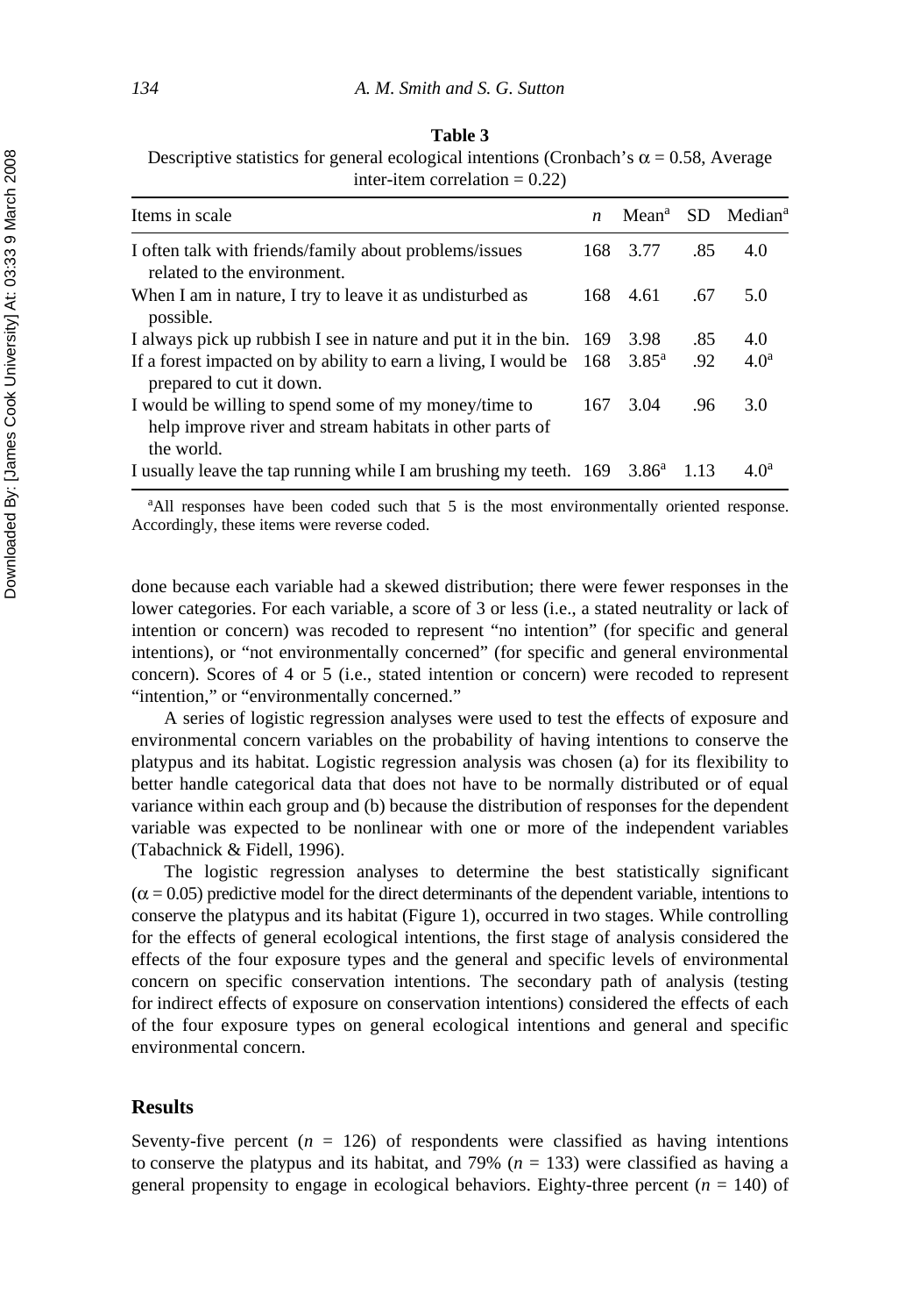**Table 3**

Descriptive statistics for general ecological intentions (Cronbach's $\alpha = 0.58$, Average inter-item correlation = 0.22)

| Items in scale | *n* | Mean[a] | SD | Median[a] |
|---|---|---|---|---|
| I often talk with friends/family about problems/issues related to the environment. | 168 | 3.77 | .85 | 4.0 |
| When I am in nature, I try to leave it as undisturbed as possible. | 168 | 4.61 | .67 | 5.0 |
| I always pick up rubbish I see in nature and put it in the bin. | 169 | 3.98 | .85 | 4.0 |
| If a forest impacted on by ability to earn a living, I would be prepared to cut it down. | 168 | 3.85[a] | .92 | 4.0[a] |
| I would be willing to spend some of my money/time to help improve river and stream habitats in other parts of the world. | 167 | 3.04 | .96 | 3.0 |
| I usually leave the tap running while I am brushing my teeth. | 169 | 3.86[a] | 1.13 | 4.0[a] |

[a]All responses have been coded such that 5 is the most environmentally oriented response. Accordingly, these items were reverse coded.

done because each variable had a skewed distribution; there were fewer responses in the lower categories. For each variable, a score of 3 or less (i.e., a stated neutrality or lack of intention or concern) was recoded to represent "no intention" (for specific and general intentions), or "not environmentally concerned" (for specific and general environmental concern). Scores of 4 or 5 (i.e., stated intention or concern) were recoded to represent "intention," or "environmentally concerned."

A series of logistic regression analyses were used to test the effects of exposure and environmental concern variables on the probability of having intentions to conserve the platypus and its habitat. Logistic regression analysis was chosen (a) for its flexibility to better handle categorical data that does not have to be normally distributed or of equal variance within each group and (b) because the distribution of responses for the dependent variable was expected to be nonlinear with one or more of the independent variables (Tabachnick & Fidell, 1996).

The logistic regression analyses to determine the best statistically significant ($\alpha = 0.05$) predictive model for the direct determinants of the dependent variable, intentions to conserve the platypus and its habitat (Figure 1), occurred in two stages. While controlling for the effects of general ecological intentions, the first stage of analysis considered the effects of the four exposure types and the general and specific levels of environmental concern on specific conservation intentions. The secondary path of analysis (testing for indirect effects of exposure on conservation intentions) considered the effects of each of the four exposure types on general ecological intentions and general and specific environmental concern.

## Results

Seventy-five percent ($n = 126$) of respondents were classified as having intentions to conserve the platypus and its habitat, and 79% ($n = 133$) were classified as having a general propensity to engage in ecological behaviors. Eighty-three percent ($n = 140$) of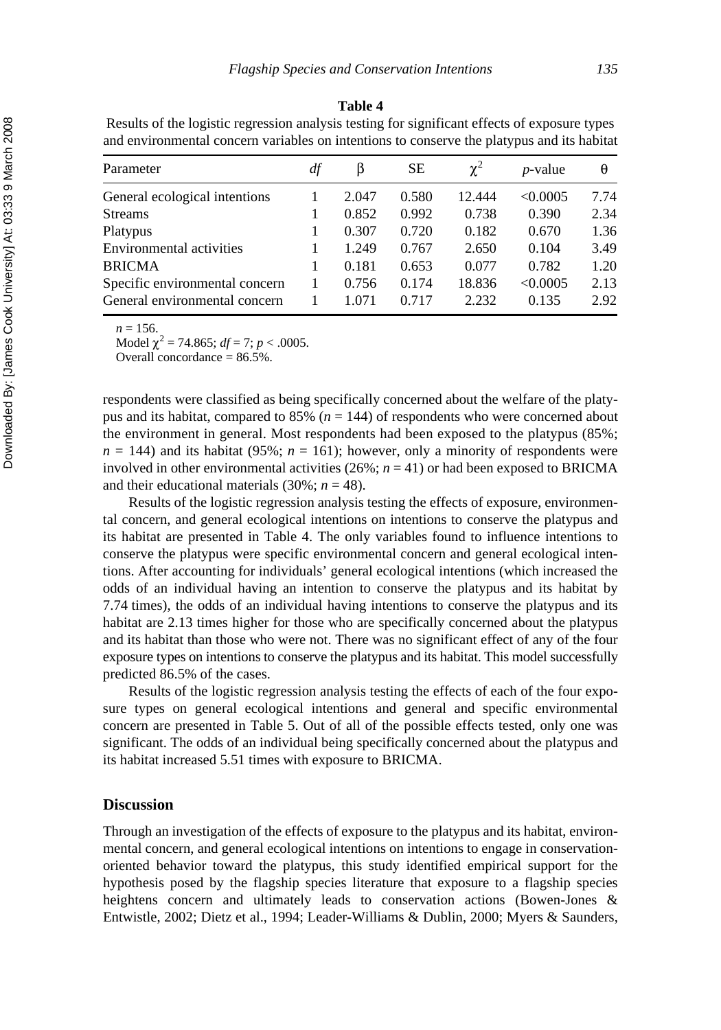**Table 4**

Results of the logistic regression analysis testing for significant effects of exposure types and environmental concern variables on intentions to conserve the platypus and its habitat

| Parameter | *df* | β | SE | $\chi^2$ | *p*-value | θ |
|---|---|---|---|---|---|---|
| General ecological intentions | 1 | 2.047 | 0.580 | 12.444 | <0.0005 | 7.74 |
| Streams | 1 | 0.852 | 0.992 | 0.738 | 0.390 | 2.34 |
| Platypus | 1 | 0.307 | 0.720 | 0.182 | 0.670 | 1.36 |
| Environmental activities | 1 | 1.249 | 0.767 | 2.650 | 0.104 | 3.49 |
| BRICMA | 1 | 0.181 | 0.653 | 0.077 | 0.782 | 1.20 |
| Specific environmental concern | 1 | 0.756 | 0.174 | 18.836 | <0.0005 | 2.13 |
| General environmental concern | 1 | 1.071 | 0.717 | 2.232 | 0.135 | 2.92 |

$n = 156$.
Model $\chi^2 = 74.865$; $df = 7$; $p < .0005$.
Overall concordance = 86.5%.

respondents were classified as being specifically concerned about the welfare of the platypus and its habitat, compared to 85% ($n = 144$) of respondents who were concerned about the environment in general. Most respondents had been exposed to the platypus (85%; $n = 144$) and its habitat (95%; $n = 161$); however, only a minority of respondents were involved in other environmental activities (26%; $n = 41$) or had been exposed to BRICMA and their educational materials (30%; $n = 48$).

Results of the logistic regression analysis testing the effects of exposure, environmental concern, and general ecological intentions on intentions to conserve the platypus and its habitat are presented in Table 4. The only variables found to influence intentions to conserve the platypus were specific environmental concern and general ecological intentions. After accounting for individuals' general ecological intentions (which increased the odds of an individual having an intention to conserve the platypus and its habitat by 7.74 times), the odds of an individual having intentions to conserve the platypus and its habitat are 2.13 times higher for those who are specifically concerned about the platypus and its habitat than those who were not. There was no significant effect of any of the four exposure types on intentions to conserve the platypus and its habitat. This model successfully predicted 86.5% of the cases.

Results of the logistic regression analysis testing the effects of each of the four exposure types on general ecological intentions and general and specific environmental concern are presented in Table 5. Out of all of the possible effects tested, only one was significant. The odds of an individual being specifically concerned about the platypus and its habitat increased 5.51 times with exposure to BRICMA.

## Discussion

Through an investigation of the effects of exposure to the platypus and its habitat, environmental concern, and general ecological intentions on intentions to engage in conservation-oriented behavior toward the platypus, this study identified empirical support for the hypothesis posed by the flagship species literature that exposure to a flagship species heightens concern and ultimately leads to conservation actions (Bowen-Jones & Entwistle, 2002; Dietz et al., 1994; Leader-Williams & Dublin, 2000; Myers & Saunders,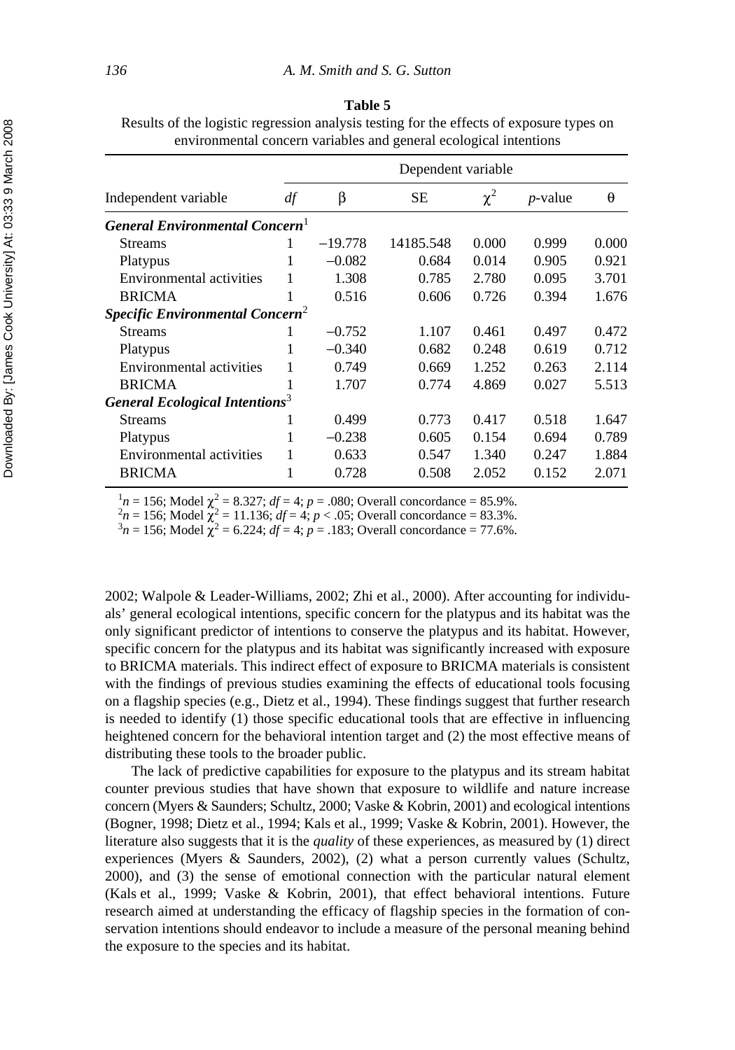**Table 5**

Results of the logistic regression analysis testing for the effects of exposure types on environmental concern variables and general ecological intentions

| Independent variable | Dependent variable | | | | | |
|---|---|---|---|---|---|---|
| | $df$ | β | SE | $\chi^2$ | $p$-value | θ |
| ***General Environmental Concern***[1] | | | | | | |
| Streams | 1 | −19.778 | 14185.548 | 0.000 | 0.999 | 0.000 |
| Platypus | 1 | −0.082 | 0.684 | 0.014 | 0.905 | 0.921 |
| Environmental activities | 1 | 1.308 | 0.785 | 2.780 | 0.095 | 3.701 |
| BRICMA | 1 | 0.516 | 0.606 | 0.726 | 0.394 | 1.676 |
| ***Specific Environmental Concern***[2] | | | | | | |
| Streams | 1 | −0.752 | 1.107 | 0.461 | 0.497 | 0.472 |
| Platypus | 1 | −0.340 | 0.682 | 0.248 | 0.619 | 0.712 |
| Environmental activities | 1 | 0.749 | 0.669 | 1.252 | 0.263 | 2.114 |
| BRICMA | 1 | 1.707 | 0.774 | 4.869 | 0.027 | 5.513 |
| ***General Ecological Intentions***[3] | | | | | | |
| Streams | 1 | 0.499 | 0.773 | 0.417 | 0.518 | 1.647 |
| Platypus | 1 | −0.238 | 0.605 | 0.154 | 0.694 | 0.789 |
| Environmental activities | 1 | 0.633 | 0.547 | 1.340 | 0.247 | 1.884 |
| BRICMA | 1 | 0.728 | 0.508 | 2.052 | 0.152 | 2.071 |

[1] $n = 156$; Model $\chi^2 = 8.327$; $df = 4$; $p = .080$; Overall concordance = 85.9%.
[2] $n = 156$; Model $\chi^2 = 11.136$; $df = 4$; $p < .05$; Overall concordance = 83.3%.
[3] $n = 156$; Model $\chi^2 = 6.224$; $df = 4$; $p = .183$; Overall concordance = 77.6%.

2002; Walpole & Leader-Williams, 2002; Zhi et al., 2000). After accounting for individuals' general ecological intentions, specific concern for the platypus and its habitat was the only significant predictor of intentions to conserve the platypus and its habitat. However, specific concern for the platypus and its habitat was significantly increased with exposure to BRICMA materials. This indirect effect of exposure to BRICMA materials is consistent with the findings of previous studies examining the effects of educational tools focusing on a flagship species (e.g., Dietz et al., 1994). These findings suggest that further research is needed to identify (1) those specific educational tools that are effective in influencing heightened concern for the behavioral intention target and (2) the most effective means of distributing these tools to the broader public.

The lack of predictive capabilities for exposure to the platypus and its stream habitat counter previous studies that have shown that exposure to wildlife and nature increase concern (Myers & Saunders; Schultz, 2000; Vaske & Kobrin, 2001) and ecological intentions (Bogner, 1998; Dietz et al., 1994; Kals et al., 1999; Vaske & Kobrin, 2001). However, the literature also suggests that it is the *quality* of these experiences, as measured by (1) direct experiences (Myers & Saunders, 2002), (2) what a person currently values (Schultz, 2000), and (3) the sense of emotional connection with the particular natural element (Kals et al., 1999; Vaske & Kobrin, 2001), that effect behavioral intentions. Future research aimed at understanding the efficacy of flagship species in the formation of conservation intentions should endeavor to include a measure of the personal meaning behind the exposure to the species and its habitat.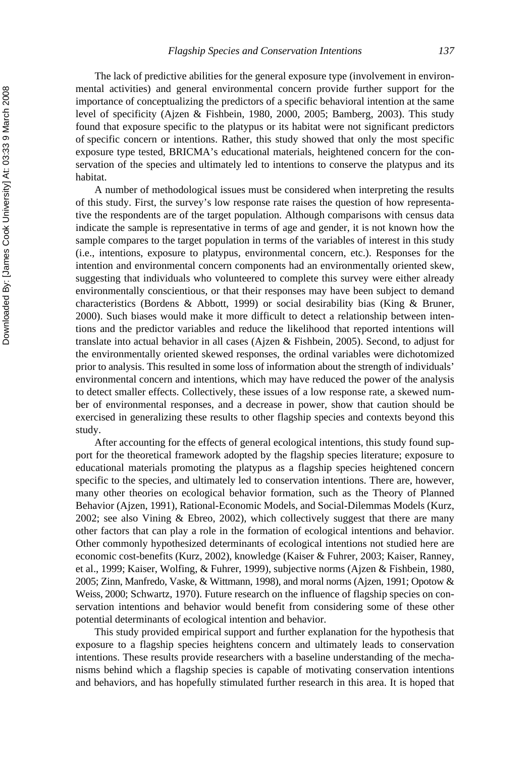The lack of predictive abilities for the general exposure type (involvement in environmental activities) and general environmental concern provide further support for the importance of conceptualizing the predictors of a specific behavioral intention at the same level of specificity (Ajzen & Fishbein, 1980, 2000, 2005; Bamberg, 2003). This study found that exposure specific to the platypus or its habitat were not significant predictors of specific concern or intentions. Rather, this study showed that only the most specific exposure type tested, BRICMA's educational materials, heightened concern for the conservation of the species and ultimately led to intentions to conserve the platypus and its habitat.

A number of methodological issues must be considered when interpreting the results of this study. First, the survey's low response rate raises the question of how representative the respondents are of the target population. Although comparisons with census data indicate the sample is representative in terms of age and gender, it is not known how the sample compares to the target population in terms of the variables of interest in this study (i.e., intentions, exposure to platypus, environmental concern, etc.). Responses for the intention and environmental concern components had an environmentally oriented skew, suggesting that individuals who volunteered to complete this survey were either already environmentally conscientious, or that their responses may have been subject to demand characteristics (Bordens & Abbott, 1999) or social desirability bias (King & Bruner, 2000). Such biases would make it more difficult to detect a relationship between intentions and the predictor variables and reduce the likelihood that reported intentions will translate into actual behavior in all cases (Ajzen & Fishbein, 2005). Second, to adjust for the environmentally oriented skewed responses, the ordinal variables were dichotomized prior to analysis. This resulted in some loss of information about the strength of individuals' environmental concern and intentions, which may have reduced the power of the analysis to detect smaller effects. Collectively, these issues of a low response rate, a skewed number of environmental responses, and a decrease in power, show that caution should be exercised in generalizing these results to other flagship species and contexts beyond this study.

After accounting for the effects of general ecological intentions, this study found support for the theoretical framework adopted by the flagship species literature; exposure to educational materials promoting the platypus as a flagship species heightened concern specific to the species, and ultimately led to conservation intentions. There are, however, many other theories on ecological behavior formation, such as the Theory of Planned Behavior (Ajzen, 1991), Rational-Economic Models, and Social-Dilemmas Models (Kurz, 2002; see also Vining & Ebreo, 2002), which collectively suggest that there are many other factors that can play a role in the formation of ecological intentions and behavior. Other commonly hypothesized determinants of ecological intentions not studied here are economic cost-benefits (Kurz, 2002), knowledge (Kaiser & Fuhrer, 2003; Kaiser, Ranney, et al., 1999; Kaiser, Wolfing, & Fuhrer, 1999), subjective norms (Ajzen & Fishbein, 1980, 2005; Zinn, Manfredo, Vaske, & Wittmann, 1998), and moral norms (Ajzen, 1991; Opotow & Weiss, 2000; Schwartz, 1970). Future research on the influence of flagship species on conservation intentions and behavior would benefit from considering some of these other potential determinants of ecological intention and behavior.

This study provided empirical support and further explanation for the hypothesis that exposure to a flagship species heightens concern and ultimately leads to conservation intentions. These results provide researchers with a baseline understanding of the mechanisms behind which a flagship species is capable of motivating conservation intentions and behaviors, and has hopefully stimulated further research in this area. It is hoped that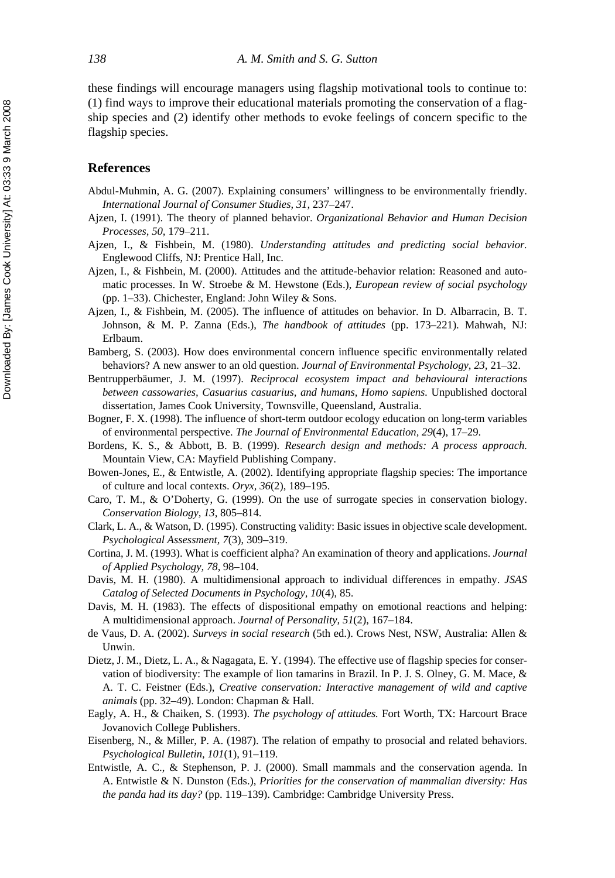these findings will encourage managers using flagship motivational tools to continue to: (1) find ways to improve their educational materials promoting the conservation of a flagship species and (2) identify other methods to evoke feelings of concern specific to the flagship species.

## References

Abdul-Muhmin, A. G. (2007). Explaining consumers' willingness to be environmentally friendly. *International Journal of Consumer Studies, 31,* 237–247.

Ajzen, I. (1991). The theory of planned behavior. *Organizational Behavior and Human Decision Processes, 50,* 179–211.

Ajzen, I., & Fishbein, M. (1980). *Understanding attitudes and predicting social behavior.* Englewood Cliffs, NJ: Prentice Hall, Inc.

Ajzen, I., & Fishbein, M. (2000). Attitudes and the attitude-behavior relation: Reasoned and automatic processes. In W. Stroebe & M. Hewstone (Eds.), *European review of social psychology* (pp. 1–33). Chichester, England: John Wiley & Sons.

Ajzen, I., & Fishbein, M. (2005). The influence of attitudes on behavior. In D. Albarracin, B. T. Johnson, & M. P. Zanna (Eds.), *The handbook of attitudes* (pp. 173–221). Mahwah, NJ: Erlbaum.

Bamberg, S. (2003). How does environmental concern influence specific environmentally related behaviors? A new answer to an old question. *Journal of Environmental Psychology, 23,* 21–32.

Bentrupperbäumer, J. M. (1997). *Reciprocal ecosystem impact and behavioural interactions between cassowaries, Casuarius casuarius, and humans, Homo sapiens.* Unpublished doctoral dissertation, James Cook University, Townsville, Queensland, Australia.

Bogner, F. X. (1998). The influence of short-term outdoor ecology education on long-term variables of environmental perspective. *The Journal of Environmental Education, 29*(4), 17–29.

Bordens, K. S., & Abbott, B. B. (1999). *Research design and methods: A process approach.* Mountain View, CA: Mayfield Publishing Company.

Bowen-Jones, E., & Entwistle, A. (2002). Identifying appropriate flagship species: The importance of culture and local contexts. *Oryx, 36*(2), 189–195.

Caro, T. M., & O'Doherty, G. (1999). On the use of surrogate species in conservation biology. *Conservation Biology, 13,* 805–814.

Clark, L. A., & Watson, D. (1995). Constructing validity: Basic issues in objective scale development. *Psychological Assessment, 7*(3), 309–319.

Cortina, J. M. (1993). What is coefficient alpha? An examination of theory and applications. *Journal of Applied Psychology, 78,* 98–104.

Davis, M. H. (1980). A multidimensional approach to individual differences in empathy. *JSAS Catalog of Selected Documents in Psychology, 10*(4), 85.

Davis, M. H. (1983). The effects of dispositional empathy on emotional reactions and helping: A multidimensional approach. *Journal of Personality, 51*(2), 167–184.

de Vaus, D. A. (2002). *Surveys in social research* (5th ed.). Crows Nest, NSW, Australia: Allen & Unwin.

Dietz, J. M., Dietz, L. A., & Nagagata, E. Y. (1994). The effective use of flagship species for conservation of biodiversity: The example of lion tamarins in Brazil. In P. J. S. Olney, G. M. Mace, & A. T. C. Feistner (Eds.), *Creative conservation: Interactive management of wild and captive animals* (pp. 32–49). London: Chapman & Hall.

Eagly, A. H., & Chaiken, S. (1993). *The psychology of attitudes.* Fort Worth, TX: Harcourt Brace Jovanovich College Publishers.

Eisenberg, N., & Miller, P. A. (1987). The relation of empathy to prosocial and related behaviors. *Psychological Bulletin, 101*(1), 91–119.

Entwistle, A. C., & Stephenson, P. J. (2000). Small mammals and the conservation agenda. In A. Entwistle & N. Dunston (Eds.), *Priorities for the conservation of mammalian diversity: Has the panda had its day?* (pp. 119–139). Cambridge: Cambridge University Press.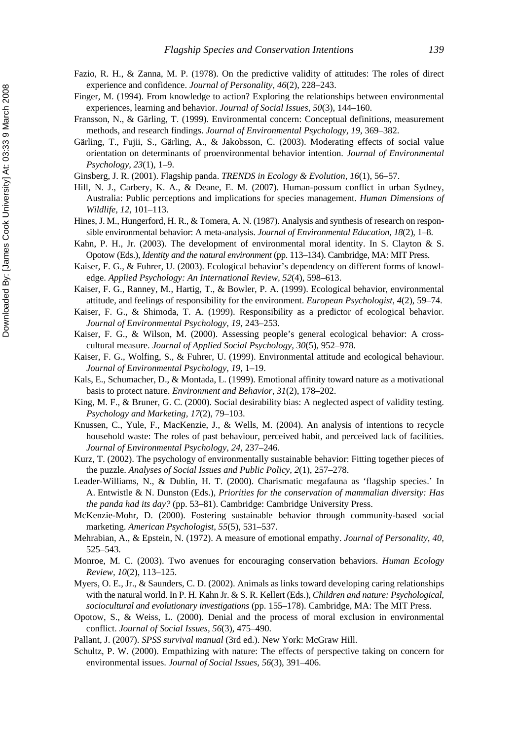Fazio, R. H., & Zanna, M. P. (1978). On the predictive validity of attitudes: The roles of direct experience and confidence. *Journal of Personality, 46*(2), 228–243.

Finger, M. (1994). From knowledge to action? Exploring the relationships between environmental experiences, learning and behavior. *Journal of Social Issues, 50*(3), 144–160.

Fransson, N., & Gärling, T. (1999). Environmental concern: Conceptual definitions, measurement methods, and research findings. *Journal of Environmental Psychology, 19,* 369–382.

Gärling, T., Fujii, S., Gärling, A., & Jakobsson, C. (2003). Moderating effects of social value orientation on determinants of proenvironmental behavior intention. *Journal of Environmental Psychology, 23*(1), 1–9.

Ginsberg, J. R. (2001). Flagship panda. *TRENDS in Ecology & Evolution, 16*(1), 56–57.

Hill, N. J., Carbery, K. A., & Deane, E. M. (2007). Human-possum conflict in urban Sydney, Australia: Public perceptions and implications for species management. *Human Dimensions of Wildlife, 12,* 101–113.

Hines, J. M., Hungerford, H. R., & Tomera, A. N. (1987). Analysis and synthesis of research on responsible environmental behavior: A meta-analysis. *Journal of Environmental Education, 18*(2), 1–8.

Kahn, P. H., Jr. (2003). The development of environmental moral identity. In S. Clayton & S. Opotow (Eds.), *Identity and the natural environment* (pp. 113–134). Cambridge, MA: MIT Press.

Kaiser, F. G., & Fuhrer, U. (2003). Ecological behavior's dependency on different forms of knowledge. *Applied Psychology: An International Review, 52*(4), 598–613.

Kaiser, F. G., Ranney, M., Hartig, T., & Bowler, P. A. (1999). Ecological behavior, environmental attitude, and feelings of responsibility for the environment. *European Psychologist, 4*(2), 59–74.

Kaiser, F. G., & Shimoda, T. A. (1999). Responsibility as a predictor of ecological behavior. *Journal of Environmental Psychology, 19,* 243–253.

Kaiser, F. G., & Wilson, M. (2000). Assessing people's general ecological behavior: A cross-cultural measure. *Journal of Applied Social Psychology, 30*(5), 952–978.

Kaiser, F. G., Wolfing, S., & Fuhrer, U. (1999). Environmental attitude and ecological behaviour. *Journal of Environmental Psychology, 19,* 1–19.

Kals, E., Schumacher, D., & Montada, L. (1999). Emotional affinity toward nature as a motivational basis to protect nature. *Environment and Behavior, 31*(2), 178–202.

King, M. F., & Bruner, G. C. (2000). Social desirability bias: A neglected aspect of validity testing. *Psychology and Marketing, 17*(2), 79–103.

Knussen, C., Yule, F., MacKenzie, J., & Wells, M. (2004). An analysis of intentions to recycle household waste: The roles of past behaviour, perceived habit, and perceived lack of facilities. *Journal of Environmental Psychology, 24,* 237–246.

Kurz, T. (2002). The psychology of environmentally sustainable behavior: Fitting together pieces of the puzzle. *Analyses of Social Issues and Public Policy, 2*(1), 257–278.

Leader-Williams, N., & Dublin, H. T. (2000). Charismatic megafauna as 'flagship species.' In A. Entwistle & N. Dunston (Eds.), *Priorities for the conservation of mammalian diversity: Has the panda had its day?* (pp. 53–81). Cambridge: Cambridge University Press.

McKenzie-Mohr, D. (2000). Fostering sustainable behavior through community-based social marketing. *American Psychologist, 55*(5), 531–537.

Mehrabian, A., & Epstein, N. (1972). A measure of emotional empathy. *Journal of Personality, 40,* 525–543.

Monroe, M. C. (2003). Two avenues for encouraging conservation behaviors. *Human Ecology Review, 10*(2), 113–125.

Myers, O. E., Jr., & Saunders, C. D. (2002). Animals as links toward developing caring relationships with the natural world. In P. H. Kahn Jr. & S. R. Kellert (Eds.), *Children and nature: Psychological, sociocultural and evolutionary investigations* (pp. 155–178). Cambridge, MA: The MIT Press.

Opotow, S., & Weiss, L. (2000). Denial and the process of moral exclusion in environmental conflict. *Journal of Social Issues, 56*(3), 475–490.

Pallant, J. (2007). *SPSS survival manual* (3rd ed.). New York: McGraw Hill.

Schultz, P. W. (2000). Empathizing with nature: The effects of perspective taking on concern for environmental issues. *Journal of Social Issues, 56*(3), 391–406.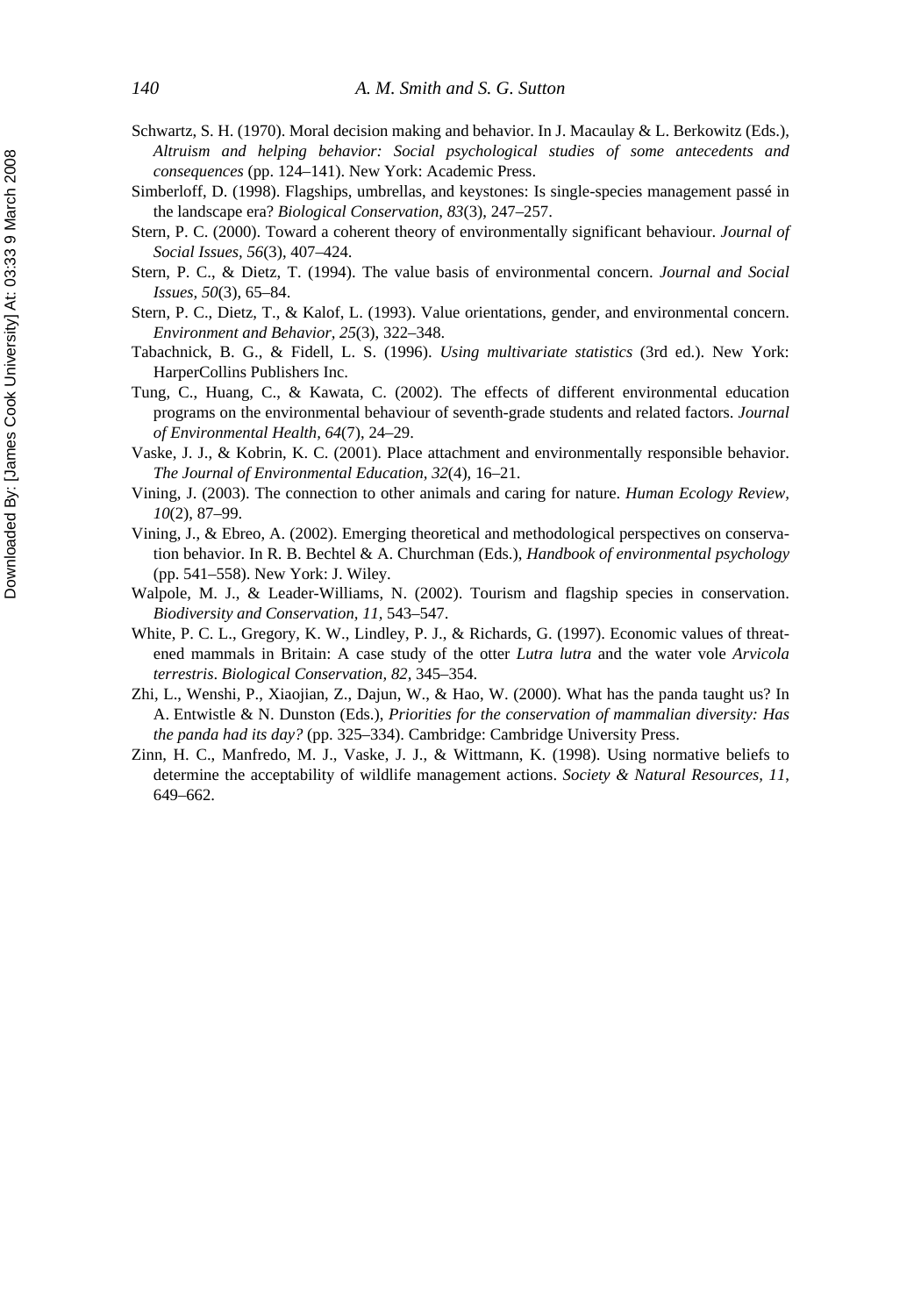Schwartz, S. H. (1970). Moral decision making and behavior. In J. Macaulay & L. Berkowitz (Eds.), *Altruism and helping behavior: Social psychological studies of some antecedents and consequences* (pp. 124–141). New York: Academic Press.

Simberloff, D. (1998). Flagships, umbrellas, and keystones: Is single-species management passé in the landscape era? *Biological Conservation, 83*(3), 247–257.

Stern, P. C. (2000). Toward a coherent theory of environmentally significant behaviour. *Journal of Social Issues, 56*(3), 407–424.

Stern, P. C., & Dietz, T. (1994). The value basis of environmental concern. *Journal and Social Issues, 50*(3), 65–84.

Stern, P. C., Dietz, T., & Kalof, L. (1993). Value orientations, gender, and environmental concern. *Environment and Behavior, 25*(3), 322–348.

Tabachnick, B. G., & Fidell, L. S. (1996). *Using multivariate statistics* (3rd ed.). New York: HarperCollins Publishers Inc.

Tung, C., Huang, C., & Kawata, C. (2002). The effects of different environmental education programs on the environmental behaviour of seventh-grade students and related factors. *Journal of Environmental Health, 64*(7), 24–29.

Vaske, J. J., & Kobrin, K. C. (2001). Place attachment and environmentally responsible behavior. *The Journal of Environmental Education, 32*(4), 16–21.

Vining, J. (2003). The connection to other animals and caring for nature. *Human Ecology Review, 10*(2), 87–99.

Vining, J., & Ebreo, A. (2002). Emerging theoretical and methodological perspectives on conservation behavior. In R. B. Bechtel & A. Churchman (Eds.), *Handbook of environmental psychology* (pp. 541–558). New York: J. Wiley.

Walpole, M. J., & Leader-Williams, N. (2002). Tourism and flagship species in conservation. *Biodiversity and Conservation, 11*, 543–547.

White, P. C. L., Gregory, K. W., Lindley, P. J., & Richards, G. (1997). Economic values of threatened mammals in Britain: A case study of the otter *Lutra lutra* and the water vole *Arvicola terrestris*. *Biological Conservation, 82*, 345–354.

Zhi, L., Wenshi, P., Xiaojian, Z., Dajun, W., & Hao, W. (2000). What has the panda taught us? In A. Entwistle & N. Dunston (Eds.), *Priorities for the conservation of mammalian diversity: Has the panda had its day?* (pp. 325–334). Cambridge: Cambridge University Press.

Zinn, H. C., Manfredo, M. J., Vaske, J. J., & Wittmann, K. (1998). Using normative beliefs to determine the acceptability of wildlife management actions. *Society & Natural Resources, 11*, 649–662.